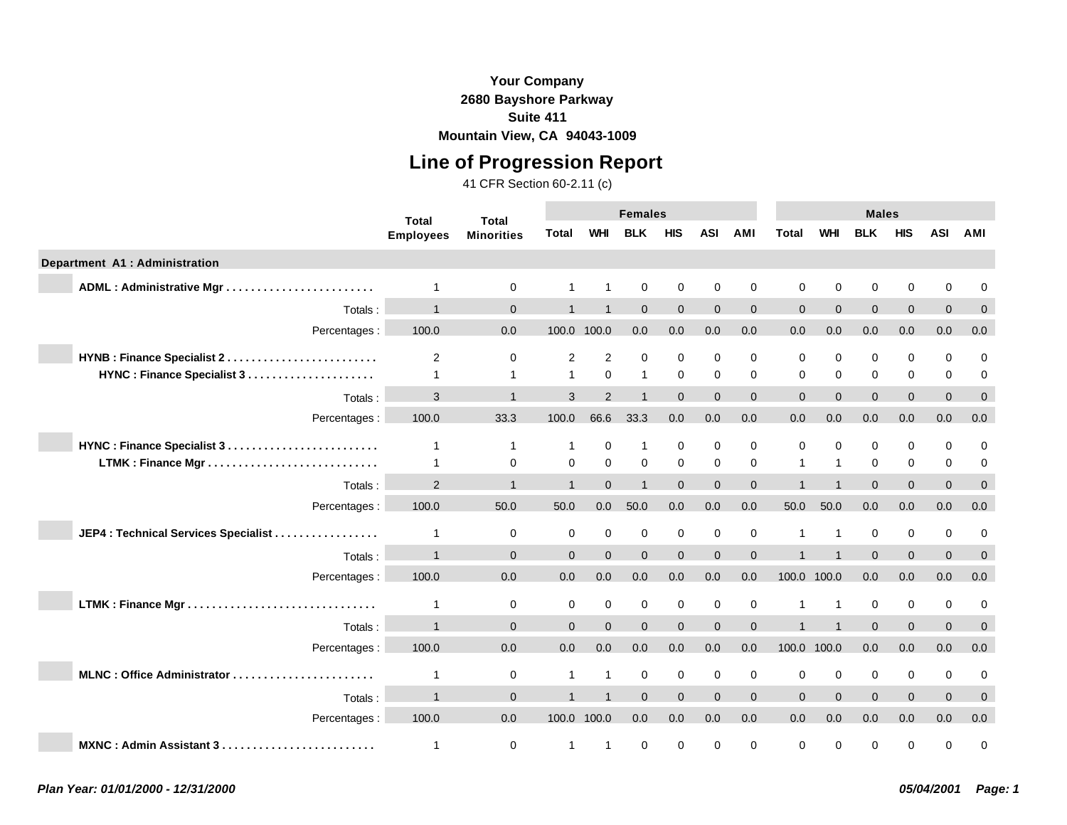**Your Company**
**2680 Bayshore Parkway**
**Suite 411**
**Mountain View, CA 94043-1009**

# Line of Progression Report

41 CFR Section 60-2.11 (c)

| | Total Employees | Total Minorities | Females | | | | | | Males | | | | | |
|---|---|---|---|---|---|---|---|---|---|---|---|---|---|---|
| | | | Total | WHI | BLK | HIS | ASI | AMI | Total | WHI | BLK | HIS | ASI | AMI |
| **Department A1 : Administration** | | | | | | | | | | | | | | |
| **ADML : Administrative Mgr** | 1 | 0 | 1 | 1 | 0 | 0 | 0 | 0 | 0 | 0 | 0 | 0 | 0 | 0 |
| Totals : | 1 | 0 | 1 | 1 | 0 | 0 | 0 | 0 | 0 | 0 | 0 | 0 | 0 | 0 |
| Percentages : | 100.0 | 0.0 | 100.0 | 100.0 | 0.0 | 0.0 | 0.0 | 0.0 | 0.0 | 0.0 | 0.0 | 0.0 | 0.0 | 0.0 |
| **HYNB : Finance Specialist 2** | 2 | 0 | 2 | 2 | 0 | 0 | 0 | 0 | 0 | 0 | 0 | 0 | 0 | 0 |
| **HYNC : Finance Specialist 3** | 1 | 1 | 1 | 0 | 1 | 0 | 0 | 0 | 0 | 0 | 0 | 0 | 0 | 0 |
| Totals : | 3 | 1 | 3 | 2 | 1 | 0 | 0 | 0 | 0 | 0 | 0 | 0 | 0 | 0 |
| Percentages : | 100.0 | 33.3 | 100.0 | 66.6 | 33.3 | 0.0 | 0.0 | 0.0 | 0.0 | 0.0 | 0.0 | 0.0 | 0.0 | 0.0 |
| **HYNC : Finance Specialist 3** | 1 | 1 | 1 | 0 | 1 | 0 | 0 | 0 | 0 | 0 | 0 | 0 | 0 | 0 |
| **LTMK : Finance Mgr** | 1 | 0 | 0 | 0 | 0 | 0 | 0 | 0 | 1 | 1 | 0 | 0 | 0 | 0 |
| Totals : | 2 | 1 | 1 | 0 | 1 | 0 | 0 | 0 | 1 | 1 | 0 | 0 | 0 | 0 |
| Percentages : | 100.0 | 50.0 | 50.0 | 0.0 | 50.0 | 0.0 | 0.0 | 0.0 | 50.0 | 50.0 | 0.0 | 0.0 | 0.0 | 0.0 |
| **JEP4 : Technical Services Specialist** | 1 | 0 | 0 | 0 | 0 | 0 | 0 | 0 | 1 | 1 | 0 | 0 | 0 | 0 |
| Totals : | 1 | 0 | 0 | 0 | 0 | 0 | 0 | 0 | 1 | 1 | 0 | 0 | 0 | 0 |
| Percentages : | 100.0 | 0.0 | 0.0 | 0.0 | 0.0 | 0.0 | 0.0 | 0.0 | 100.0 | 100.0 | 0.0 | 0.0 | 0.0 | 0.0 |
| **LTMK : Finance Mgr** | 1 | 0 | 0 | 0 | 0 | 0 | 0 | 0 | 1 | 1 | 0 | 0 | 0 | 0 |
| Totals : | 1 | 0 | 0 | 0 | 0 | 0 | 0 | 0 | 1 | 1 | 0 | 0 | 0 | 0 |
| Percentages : | 100.0 | 0.0 | 0.0 | 0.0 | 0.0 | 0.0 | 0.0 | 0.0 | 100.0 | 100.0 | 0.0 | 0.0 | 0.0 | 0.0 |
| **MLNC : Office Administrator** | 1 | 0 | 1 | 1 | 0 | 0 | 0 | 0 | 0 | 0 | 0 | 0 | 0 | 0 |
| Totals : | 1 | 0 | 1 | 1 | 0 | 0 | 0 | 0 | 0 | 0 | 0 | 0 | 0 | 0 |
| Percentages : | 100.0 | 0.0 | 100.0 | 100.0 | 0.0 | 0.0 | 0.0 | 0.0 | 0.0 | 0.0 | 0.0 | 0.0 | 0.0 | 0.0 |
| **MXNC : Admin Assistant 3** | 1 | 0 | 1 | 1 | 0 | 0 | 0 | 0 | 0 | 0 | 0 | 0 | 0 | 0 |

*Plan Year: 01/01/2000 - 12/31/2000* *05/04/2001*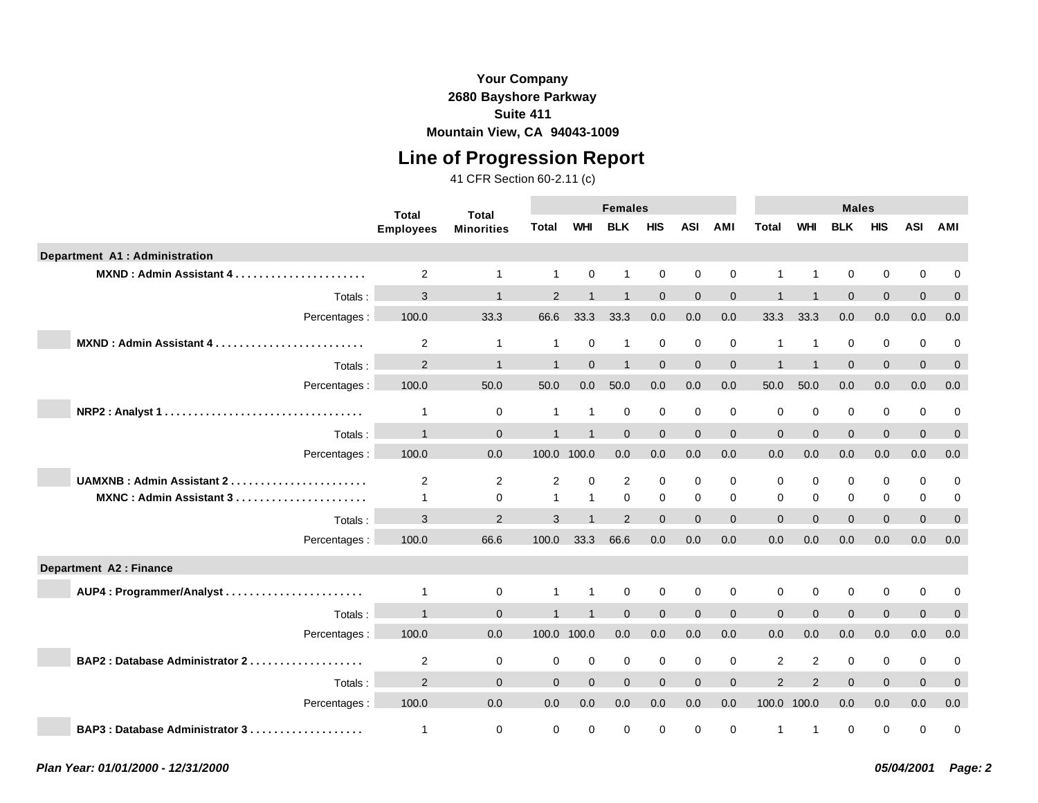**Your Company**
**2680 Bayshore Parkway**
**Suite 411**
**Mountain View, CA  94043-1009**

# Line of Progression Report

41 CFR Section 60-2.11 (c)

| | Total Employees | Total Minorities | Females | | | | | | Males | | | | | |
|---|---|---|---|---|---|---|---|---|---|---|---|---|---|---|
| | | | Total | WHI | BLK | HIS | ASI | AMI | Total | WHI | BLK | HIS | ASI | AMI |
| **Department A1 : Administration** | | | | | | | | | | | | | | |
| **MXND : Admin Assistant 4** | 2 | 1 | 1 | 0 | 1 | 0 | 0 | 0 | 1 | 1 | 0 | 0 | 0 | 0 |
| Totals : | 3 | 1 | 2 | 1 | 1 | 0 | 0 | 0 | 1 | 1 | 0 | 0 | 0 | 0 |
| Percentages : | 100.0 | 33.3 | 66.6 | 33.3 | 33.3 | 0.0 | 0.0 | 0.0 | 33.3 | 33.3 | 0.0 | 0.0 | 0.0 | 0.0 |
| **MXND : Admin Assistant 4** | 2 | 1 | 1 | 0 | 1 | 0 | 0 | 0 | 1 | 1 | 0 | 0 | 0 | 0 |
| Totals : | 2 | 1 | 1 | 0 | 1 | 0 | 0 | 0 | 1 | 1 | 0 | 0 | 0 | 0 |
| Percentages : | 100.0 | 50.0 | 50.0 | 0.0 | 50.0 | 0.0 | 0.0 | 0.0 | 50.0 | 50.0 | 0.0 | 0.0 | 0.0 | 0.0 |
| **NRP2 : Analyst 1** | 1 | 0 | 1 | 1 | 0 | 0 | 0 | 0 | 0 | 0 | 0 | 0 | 0 | 0 |
| Totals : | 1 | 0 | 1 | 1 | 0 | 0 | 0 | 0 | 0 | 0 | 0 | 0 | 0 | 0 |
| Percentages : | 100.0 | 0.0 | 100.0 | 100.0 | 0.0 | 0.0 | 0.0 | 0.0 | 0.0 | 0.0 | 0.0 | 0.0 | 0.0 | 0.0 |
| **UAMXNB : Admin Assistant 2** | 2 | 2 | 2 | 0 | 2 | 0 | 0 | 0 | 0 | 0 | 0 | 0 | 0 | 0 |
| **MXNC : Admin Assistant 3** | 1 | 0 | 1 | 1 | 0 | 0 | 0 | 0 | 0 | 0 | 0 | 0 | 0 | 0 |
| Totals : | 3 | 2 | 3 | 1 | 2 | 0 | 0 | 0 | 0 | 0 | 0 | 0 | 0 | 0 |
| Percentages : | 100.0 | 66.6 | 100.0 | 33.3 | 66.6 | 0.0 | 0.0 | 0.0 | 0.0 | 0.0 | 0.0 | 0.0 | 0.0 | 0.0 |
| **Department A2 : Finance** | | | | | | | | | | | | | | |
| **AUP4 : Programmer/Analyst** | 1 | 0 | 1 | 1 | 0 | 0 | 0 | 0 | 0 | 0 | 0 | 0 | 0 | 0 |
| Totals : | 1 | 0 | 1 | 1 | 0 | 0 | 0 | 0 | 0 | 0 | 0 | 0 | 0 | 0 |
| Percentages : | 100.0 | 0.0 | 100.0 | 100.0 | 0.0 | 0.0 | 0.0 | 0.0 | 0.0 | 0.0 | 0.0 | 0.0 | 0.0 | 0.0 |
| **BAP2 : Database Administrator 2** | 2 | 0 | 0 | 0 | 0 | 0 | 0 | 0 | 2 | 2 | 0 | 0 | 0 | 0 |
| Totals : | 2 | 0 | 0 | 0 | 0 | 0 | 0 | 0 | 2 | 2 | 0 | 0 | 0 | 0 |
| Percentages : | 100.0 | 0.0 | 0.0 | 0.0 | 0.0 | 0.0 | 0.0 | 0.0 | 100.0 | 100.0 | 0.0 | 0.0 | 0.0 | 0.0 |
| **BAP3 : Database Administrator 3** | 1 | 0 | 0 | 0 | 0 | 0 | 0 | 0 | 1 | 1 | 0 | 0 | 0 | 0 |

*Plan Year: 01/01/2000 - 12/31/2000*    *05/04/2001*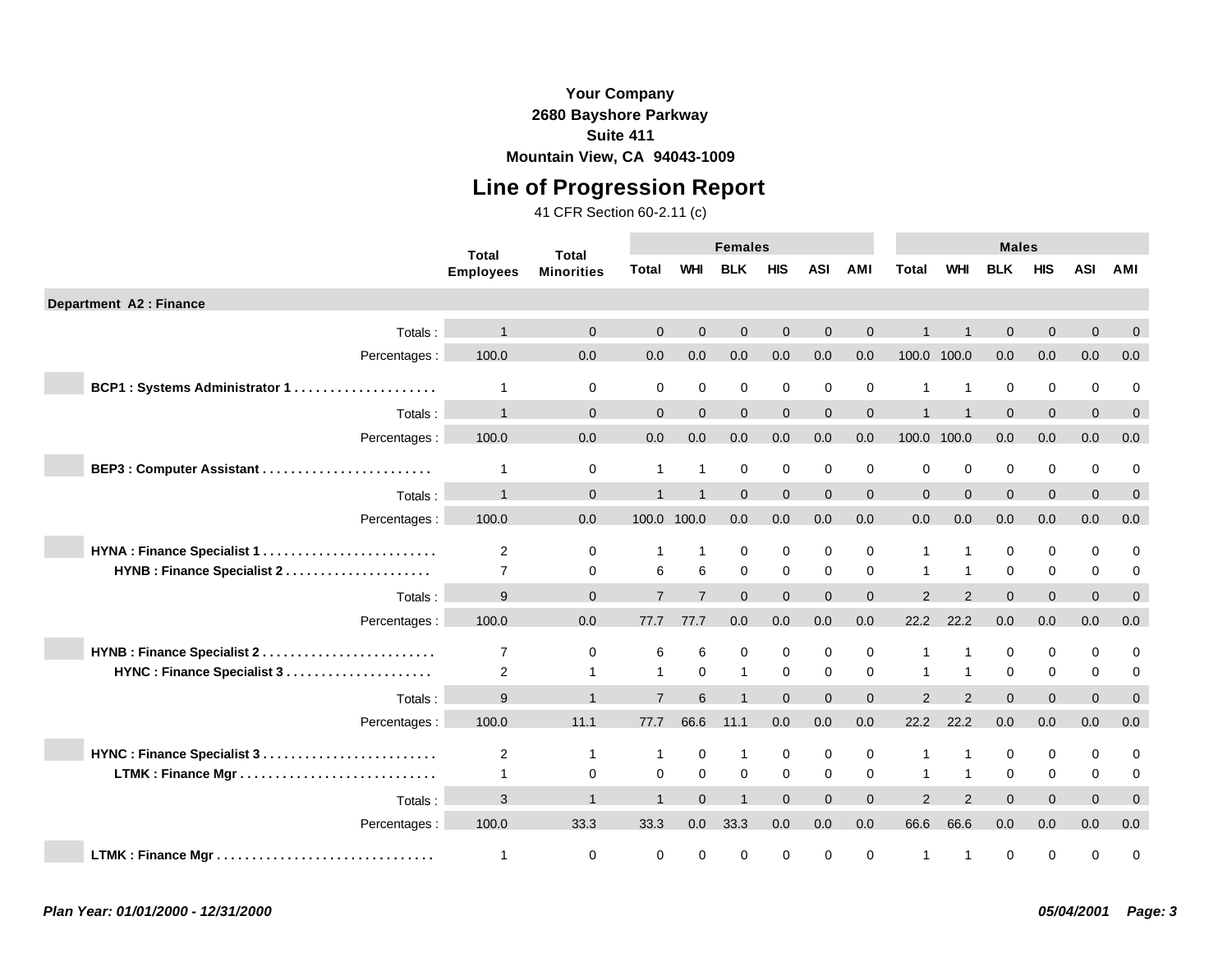**Your Company**
**2680 Bayshore Parkway**
**Suite 411**
**Mountain View, CA 94043-1009**

# Line of Progression Report

41 CFR Section 60-2.11 (c)

| | Total Employees | Total Minorities | Females | | | | | | Males | | | | | |
|---|---|---|---|---|---|---|---|---|---|---|---|---|---|---|
| | | | Total | WHI | BLK | HIS | ASI | AMI | Total | WHI | BLK | HIS | ASI | AMI |
| **Department A2 : Finance** | | | | | | | | | | | | | | |
| Totals : | 1 | 0 | 0 | 0 | 0 | 0 | 0 | 0 | 1 | 1 | 0 | 0 | 0 | 0 |
| Percentages : | 100.0 | 0.0 | 0.0 | 0.0 | 0.0 | 0.0 | 0.0 | 0.0 | 100.0 | 100.0 | 0.0 | 0.0 | 0.0 | 0.0 |
| **BCP1 : Systems Administrator 1** | 1 | 0 | 0 | 0 | 0 | 0 | 0 | 0 | 1 | 1 | 0 | 0 | 0 | 0 |
| Totals : | 1 | 0 | 0 | 0 | 0 | 0 | 0 | 0 | 1 | 1 | 0 | 0 | 0 | 0 |
| Percentages : | 100.0 | 0.0 | 0.0 | 0.0 | 0.0 | 0.0 | 0.0 | 0.0 | 100.0 | 100.0 | 0.0 | 0.0 | 0.0 | 0.0 |
| **BEP3 : Computer Assistant** | 1 | 0 | 1 | 1 | 0 | 0 | 0 | 0 | 0 | 0 | 0 | 0 | 0 | 0 |
| Totals : | 1 | 0 | 1 | 1 | 0 | 0 | 0 | 0 | 0 | 0 | 0 | 0 | 0 | 0 |
| Percentages : | 100.0 | 0.0 | 100.0 | 100.0 | 0.0 | 0.0 | 0.0 | 0.0 | 0.0 | 0.0 | 0.0 | 0.0 | 0.0 | 0.0 |
| **HYNA : Finance Specialist 1** | 2 | 0 | 1 | 1 | 0 | 0 | 0 | 0 | 1 | 1 | 0 | 0 | 0 | 0 |
| **HYNB : Finance Specialist 2** | 7 | 0 | 6 | 6 | 0 | 0 | 0 | 0 | 1 | 1 | 0 | 0 | 0 | 0 |
| Totals : | 9 | 0 | 7 | 7 | 0 | 0 | 0 | 0 | 2 | 2 | 0 | 0 | 0 | 0 |
| Percentages : | 100.0 | 0.0 | 77.7 | 77.7 | 0.0 | 0.0 | 0.0 | 0.0 | 22.2 | 22.2 | 0.0 | 0.0 | 0.0 | 0.0 |
| **HYNB : Finance Specialist 2** | 7 | 0 | 6 | 6 | 0 | 0 | 0 | 0 | 1 | 1 | 0 | 0 | 0 | 0 |
| **HYNC : Finance Specialist 3** | 2 | 1 | 1 | 0 | 1 | 0 | 0 | 0 | 1 | 1 | 0 | 0 | 0 | 0 |
| Totals : | 9 | 1 | 7 | 6 | 1 | 0 | 0 | 0 | 2 | 2 | 0 | 0 | 0 | 0 |
| Percentages : | 100.0 | 11.1 | 77.7 | 66.6 | 11.1 | 0.0 | 0.0 | 0.0 | 22.2 | 22.2 | 0.0 | 0.0 | 0.0 | 0.0 |
| **HYNC : Finance Specialist 3** | 2 | 1 | 1 | 0 | 1 | 0 | 0 | 0 | 1 | 1 | 0 | 0 | 0 | 0 |
| **LTMK : Finance Mgr** | 1 | 0 | 0 | 0 | 0 | 0 | 0 | 0 | 1 | 1 | 0 | 0 | 0 | 0 |
| Totals : | 3 | 1 | 1 | 0 | 1 | 0 | 0 | 0 | 2 | 2 | 0 | 0 | 0 | 0 |
| Percentages : | 100.0 | 33.3 | 33.3 | 0.0 | 33.3 | 0.0 | 0.0 | 0.0 | 66.6 | 66.6 | 0.0 | 0.0 | 0.0 | 0.0 |
| **LTMK : Finance Mgr** | 1 | 0 | 0 | 0 | 0 | 0 | 0 | 0 | 1 | 1 | 0 | 0 | 0 | 0 |

*Plan Year: 01/01/2000 - 12/31/2000* *05/04/2001*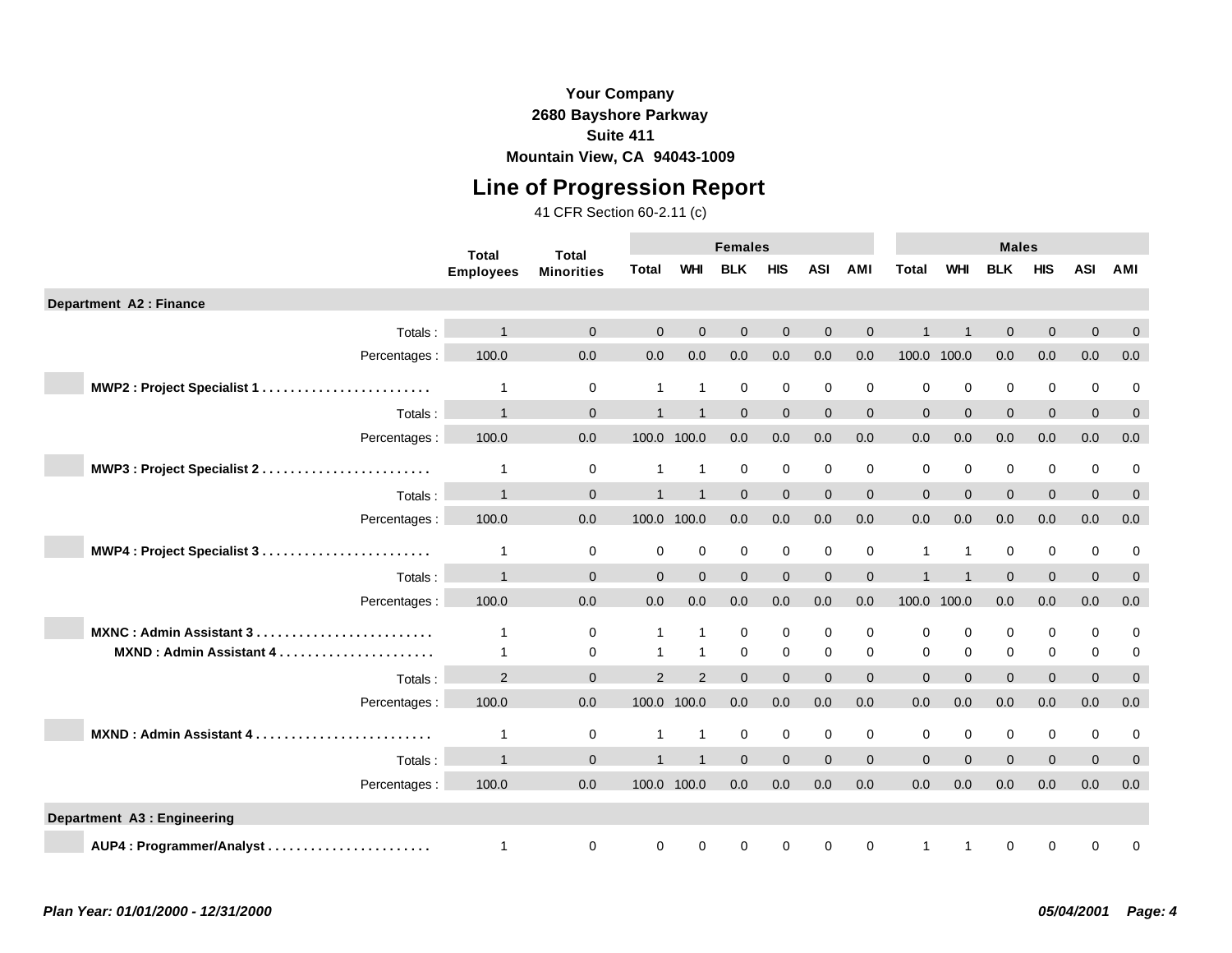**Your Company**
**2680 Bayshore Parkway**
**Suite 411**
**Mountain View, CA 94043-1009**

# Line of Progression Report

41 CFR Section 60-2.11 (c)

| | Total Employees | Total Minorities | Females | | | | | | Males | | | | | |
|---|---|---|---|---|---|---|---|---|---|---|---|---|---|---|
| | | | Total | WHI | BLK | HIS | ASI | AMI | Total | WHI | BLK | HIS | ASI | AMI |
| **Department A2 : Finance** | | | | | | | | | | | | | | |
| Totals : | 1 | 0 | 0 | 0 | 0 | 0 | 0 | 0 | 1 | 1 | 0 | 0 | 0 | 0 |
| Percentages : | 100.0 | 0.0 | 0.0 | 0.0 | 0.0 | 0.0 | 0.0 | 0.0 | 100.0 | 100.0 | 0.0 | 0.0 | 0.0 | 0.0 |
| **MWP2 : Project Specialist 1** | 1 | 0 | 1 | 1 | 0 | 0 | 0 | 0 | 0 | 0 | 0 | 0 | 0 | 0 |
| Totals : | 1 | 0 | 1 | 1 | 0 | 0 | 0 | 0 | 0 | 0 | 0 | 0 | 0 | 0 |
| Percentages : | 100.0 | 0.0 | 100.0 | 100.0 | 0.0 | 0.0 | 0.0 | 0.0 | 0.0 | 0.0 | 0.0 | 0.0 | 0.0 | 0.0 |
| **MWP3 : Project Specialist 2** | 1 | 0 | 1 | 1 | 0 | 0 | 0 | 0 | 0 | 0 | 0 | 0 | 0 | 0 |
| Totals : | 1 | 0 | 1 | 1 | 0 | 0 | 0 | 0 | 0 | 0 | 0 | 0 | 0 | 0 |
| Percentages : | 100.0 | 0.0 | 100.0 | 100.0 | 0.0 | 0.0 | 0.0 | 0.0 | 0.0 | 0.0 | 0.0 | 0.0 | 0.0 | 0.0 |
| **MWP4 : Project Specialist 3** | 1 | 0 | 0 | 0 | 0 | 0 | 0 | 0 | 1 | 1 | 0 | 0 | 0 | 0 |
| Totals : | 1 | 0 | 0 | 0 | 0 | 0 | 0 | 0 | 1 | 1 | 0 | 0 | 0 | 0 |
| Percentages : | 100.0 | 0.0 | 0.0 | 0.0 | 0.0 | 0.0 | 0.0 | 0.0 | 100.0 | 100.0 | 0.0 | 0.0 | 0.0 | 0.0 |
| **MXNC : Admin Assistant 3** | 1 | 0 | 1 | 1 | 0 | 0 | 0 | 0 | 0 | 0 | 0 | 0 | 0 | 0 |
| **MXND : Admin Assistant 4** | 1 | 0 | 1 | 1 | 0 | 0 | 0 | 0 | 0 | 0 | 0 | 0 | 0 | 0 |
| Totals : | 2 | 0 | 2 | 2 | 0 | 0 | 0 | 0 | 0 | 0 | 0 | 0 | 0 | 0 |
| Percentages : | 100.0 | 0.0 | 100.0 | 100.0 | 0.0 | 0.0 | 0.0 | 0.0 | 0.0 | 0.0 | 0.0 | 0.0 | 0.0 | 0.0 |
| **MXND : Admin Assistant 4** | 1 | 0 | 1 | 1 | 0 | 0 | 0 | 0 | 0 | 0 | 0 | 0 | 0 | 0 |
| Totals : | 1 | 0 | 1 | 1 | 0 | 0 | 0 | 0 | 0 | 0 | 0 | 0 | 0 | 0 |
| Percentages : | 100.0 | 0.0 | 100.0 | 100.0 | 0.0 | 0.0 | 0.0 | 0.0 | 0.0 | 0.0 | 0.0 | 0.0 | 0.0 | 0.0 |
| **Department A3 : Engineering** | | | | | | | | | | | | | | |
| **AUP4 : Programmer/Analyst** | 1 | 0 | 0 | 0 | 0 | 0 | 0 | 0 | 1 | 1 | 0 | 0 | 0 | 0 |

*Plan Year: 01/01/2000 - 12/31/2000* *05/04/2001*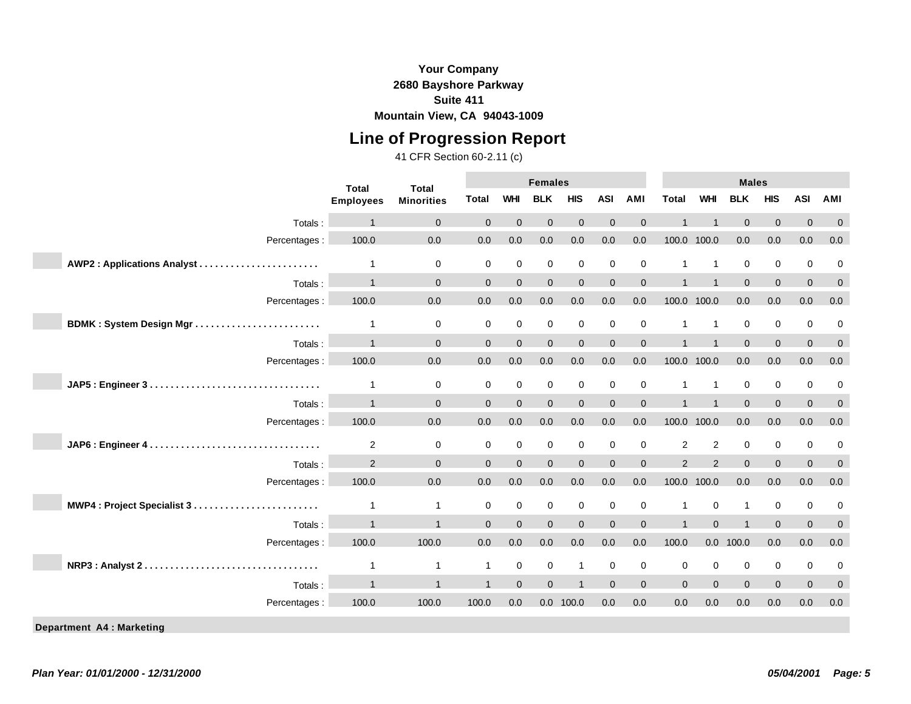**Your Company**
**2680 Bayshore Parkway**
**Suite 411**
**Mountain View, CA 94043-1009**

# Line of Progression Report

41 CFR Section 60-2.11 (c)

| | Total Employees | Total Minorities | Females Total | Females WHI | Females BLK | Females HIS | Females ASI | Females AMI | Males Total | Males WHI | Males BLK | Males HIS | Males ASI | Males AMI |
|---|---|---|---|---|---|---|---|---|---|---|---|---|---|---|
| Totals : | 1 | 0 | 0 | 0 | 0 | 0 | 0 | 0 | 1 | 1 | 0 | 0 | 0 | 0 |
| Percentages : | 100.0 | 0.0 | 0.0 | 0.0 | 0.0 | 0.0 | 0.0 | 0.0 | 100.0 | 100.0 | 0.0 | 0.0 | 0.0 | 0.0 |
| **AWP2 : Applications Analyst** | 1 | 0 | 0 | 0 | 0 | 0 | 0 | 0 | 1 | 1 | 0 | 0 | 0 | 0 |
| Totals : | 1 | 0 | 0 | 0 | 0 | 0 | 0 | 0 | 1 | 1 | 0 | 0 | 0 | 0 |
| Percentages : | 100.0 | 0.0 | 0.0 | 0.0 | 0.0 | 0.0 | 0.0 | 0.0 | 100.0 | 100.0 | 0.0 | 0.0 | 0.0 | 0.0 |
| **BDMK : System Design Mgr** | 1 | 0 | 0 | 0 | 0 | 0 | 0 | 0 | 1 | 1 | 0 | 0 | 0 | 0 |
| Totals : | 1 | 0 | 0 | 0 | 0 | 0 | 0 | 0 | 1 | 1 | 0 | 0 | 0 | 0 |
| Percentages : | 100.0 | 0.0 | 0.0 | 0.0 | 0.0 | 0.0 | 0.0 | 0.0 | 100.0 | 100.0 | 0.0 | 0.0 | 0.0 | 0.0 |
| **JAP5 : Engineer 3** | 1 | 0 | 0 | 0 | 0 | 0 | 0 | 0 | 1 | 1 | 0 | 0 | 0 | 0 |
| Totals : | 1 | 0 | 0 | 0 | 0 | 0 | 0 | 0 | 1 | 1 | 0 | 0 | 0 | 0 |
| Percentages : | 100.0 | 0.0 | 0.0 | 0.0 | 0.0 | 0.0 | 0.0 | 0.0 | 100.0 | 100.0 | 0.0 | 0.0 | 0.0 | 0.0 |
| **JAP6 : Engineer 4** | 2 | 0 | 0 | 0 | 0 | 0 | 0 | 0 | 2 | 2 | 0 | 0 | 0 | 0 |
| Totals : | 2 | 0 | 0 | 0 | 0 | 0 | 0 | 0 | 2 | 2 | 0 | 0 | 0 | 0 |
| Percentages : | 100.0 | 0.0 | 0.0 | 0.0 | 0.0 | 0.0 | 0.0 | 0.0 | 100.0 | 100.0 | 0.0 | 0.0 | 0.0 | 0.0 |
| **MWP4 : Project Specialist 3** | 1 | 1 | 0 | 0 | 0 | 0 | 0 | 0 | 1 | 0 | 1 | 0 | 0 | 0 |
| Totals : | 1 | 1 | 0 | 0 | 0 | 0 | 0 | 0 | 1 | 0 | 1 | 0 | 0 | 0 |
| Percentages : | 100.0 | 100.0 | 0.0 | 0.0 | 0.0 | 0.0 | 0.0 | 0.0 | 100.0 | 0.0 | 100.0 | 0.0 | 0.0 | 0.0 |
| **NRP3 : Analyst 2** | 1 | 1 | 1 | 0 | 0 | 1 | 0 | 0 | 0 | 0 | 0 | 0 | 0 | 0 |
| Totals : | 1 | 1 | 1 | 0 | 0 | 1 | 0 | 0 | 0 | 0 | 0 | 0 | 0 | 0 |
| Percentages : | 100.0 | 100.0 | 100.0 | 0.0 | 0.0 | 100.0 | 0.0 | 0.0 | 0.0 | 0.0 | 0.0 | 0.0 | 0.0 | 0.0 |

**Department A4 : Marketing**

*Plan Year: 01/01/2000 - 12/31/2000* *05/04/2001*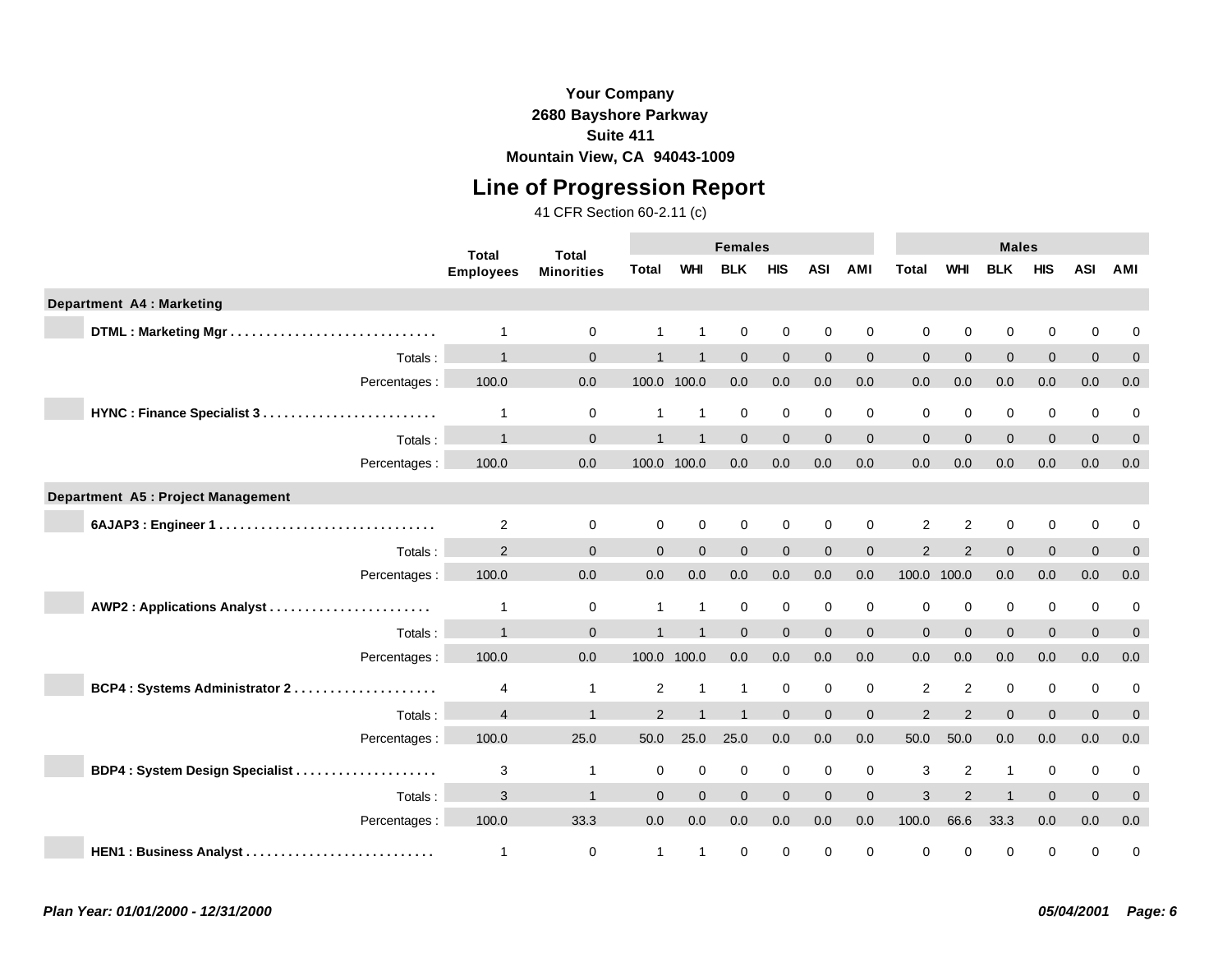**Your Company**
**2680 Bayshore Parkway**
**Suite 411**
**Mountain View, CA 94043-1009**

# Line of Progression Report

41 CFR Section 60-2.11 (c)

| | Total Employees | Total Minorities | Females | | | | | | Males | | | | | |
|---|---|---|---|---|---|---|---|---|---|---|---|---|---|---|
| | | | Total | WHI | BLK | HIS | ASI | AMI | Total | WHI | BLK | HIS | ASI | AMI |
| **Department A4 : Marketing** | | | | | | | | | | | | | | |
| **DTML : Marketing Mgr** | 1 | 0 | 1 | 1 | 0 | 0 | 0 | 0 | 0 | 0 | 0 | 0 | 0 | 0 |
| Totals : | 1 | 0 | 1 | 1 | 0 | 0 | 0 | 0 | 0 | 0 | 0 | 0 | 0 | 0 |
| Percentages : | 100.0 | 0.0 | 100.0 | 100.0 | 0.0 | 0.0 | 0.0 | 0.0 | 0.0 | 0.0 | 0.0 | 0.0 | 0.0 | 0.0 |
| **HYNC : Finance Specialist 3** | 1 | 0 | 1 | 1 | 0 | 0 | 0 | 0 | 0 | 0 | 0 | 0 | 0 | 0 |
| Totals : | 1 | 0 | 1 | 1 | 0 | 0 | 0 | 0 | 0 | 0 | 0 | 0 | 0 | 0 |
| Percentages : | 100.0 | 0.0 | 100.0 | 100.0 | 0.0 | 0.0 | 0.0 | 0.0 | 0.0 | 0.0 | 0.0 | 0.0 | 0.0 | 0.0 |
| **Department A5 : Project Management** | | | | | | | | | | | | | | |
| **6AJAP3 : Engineer 1** | 2 | 0 | 0 | 0 | 0 | 0 | 0 | 0 | 2 | 2 | 0 | 0 | 0 | 0 |
| Totals : | 2 | 0 | 0 | 0 | 0 | 0 | 0 | 0 | 2 | 2 | 0 | 0 | 0 | 0 |
| Percentages : | 100.0 | 0.0 | 0.0 | 0.0 | 0.0 | 0.0 | 0.0 | 0.0 | 100.0 | 100.0 | 0.0 | 0.0 | 0.0 | 0.0 |
| **AWP2 : Applications Analyst** | 1 | 0 | 1 | 1 | 0 | 0 | 0 | 0 | 0 | 0 | 0 | 0 | 0 | 0 |
| Totals : | 1 | 0 | 1 | 1 | 0 | 0 | 0 | 0 | 0 | 0 | 0 | 0 | 0 | 0 |
| Percentages : | 100.0 | 0.0 | 100.0 | 100.0 | 0.0 | 0.0 | 0.0 | 0.0 | 0.0 | 0.0 | 0.0 | 0.0 | 0.0 | 0.0 |
| **BCP4 : Systems Administrator 2** | 4 | 1 | 2 | 1 | 1 | 0 | 0 | 0 | 2 | 2 | 0 | 0 | 0 | 0 |
| Totals : | 4 | 1 | 2 | 1 | 1 | 0 | 0 | 0 | 2 | 2 | 0 | 0 | 0 | 0 |
| Percentages : | 100.0 | 25.0 | 50.0 | 25.0 | 25.0 | 0.0 | 0.0 | 0.0 | 50.0 | 50.0 | 0.0 | 0.0 | 0.0 | 0.0 |
| **BDP4 : System Design Specialist** | 3 | 1 | 0 | 0 | 0 | 0 | 0 | 0 | 3 | 2 | 1 | 0 | 0 | 0 |
| Totals : | 3 | 1 | 0 | 0 | 0 | 0 | 0 | 0 | 3 | 2 | 1 | 0 | 0 | 0 |
| Percentages : | 100.0 | 33.3 | 0.0 | 0.0 | 0.0 | 0.0 | 0.0 | 0.0 | 100.0 | 66.6 | 33.3 | 0.0 | 0.0 | 0.0 |
| **HEN1 : Business Analyst** | 1 | 0 | 1 | 1 | 0 | 0 | 0 | 0 | 0 | 0 | 0 | 0 | 0 | 0 |

*Plan Year: 01/01/2000 - 12/31/2000* *05/04/2001*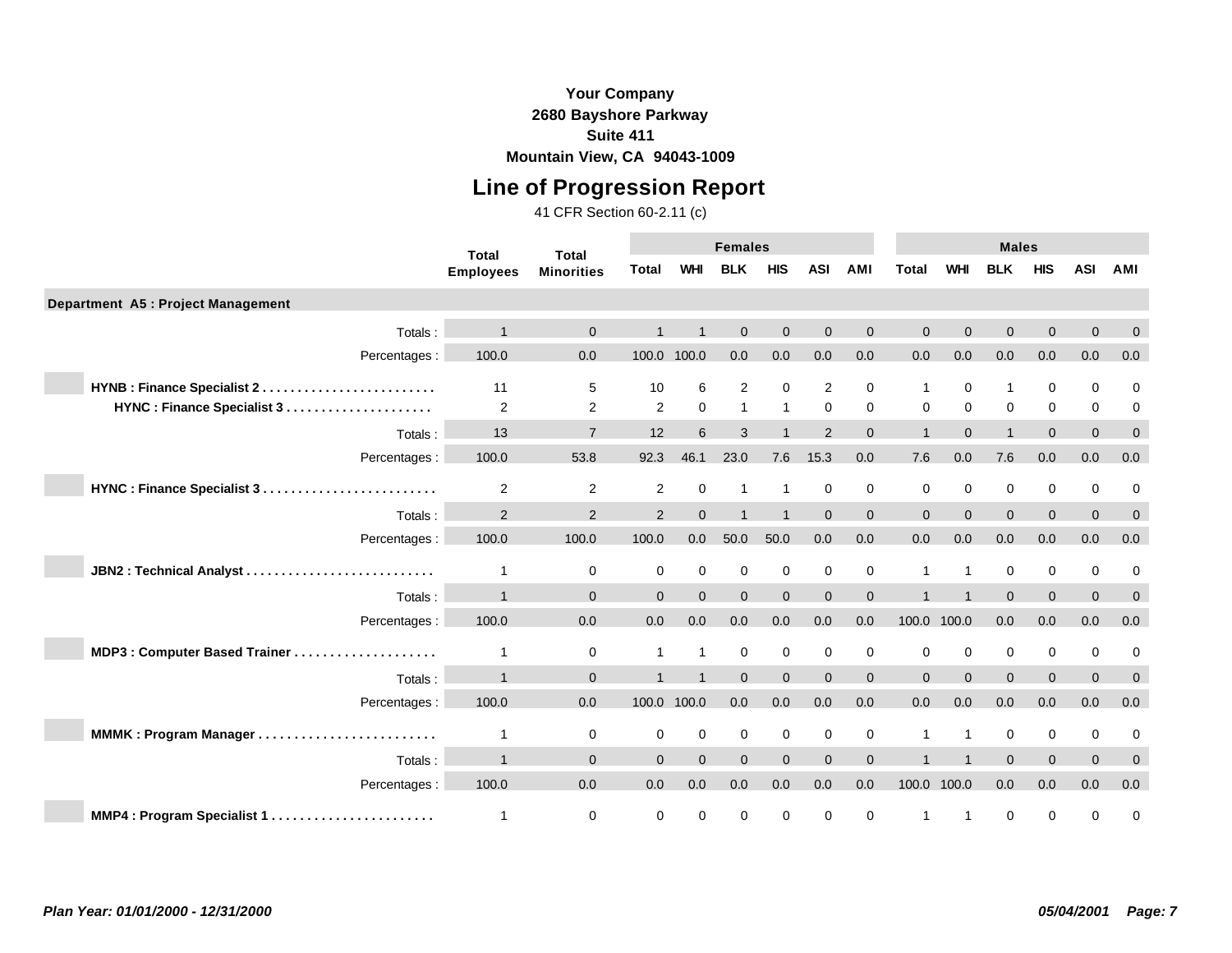**Your Company**
**2680 Bayshore Parkway**
**Suite 411**
**Mountain View, CA 94043-1009**

# Line of Progression Report

41 CFR Section 60-2.11 (c)

| | Total Employees | Total Minorities | Females | | | | | | Males | | | | | |
|---|---|---|---|---|---|---|---|---|---|---|---|---|---|---|
| | | | Total | WHI | BLK | HIS | ASI | AMI | Total | WHI | BLK | HIS | ASI | AMI |
| **Department A5 : Project Management** | | | | | | | | | | | | | | |
| Totals : | 1 | 0 | 1 | 1 | 0 | 0 | 0 | 0 | 0 | 0 | 0 | 0 | 0 | 0 |
| Percentages : | 100.0 | 0.0 | 100.0 | 100.0 | 0.0 | 0.0 | 0.0 | 0.0 | 0.0 | 0.0 | 0.0 | 0.0 | 0.0 | 0.0 |
| **HYNB : Finance Specialist 2** | 11 | 5 | 10 | 6 | 2 | 0 | 2 | 0 | 1 | 0 | 1 | 0 | 0 | 0 |
| **HYNC : Finance Specialist 3** | 2 | 2 | 2 | 0 | 1 | 1 | 0 | 0 | 0 | 0 | 0 | 0 | 0 | 0 |
| Totals : | 13 | 7 | 12 | 6 | 3 | 1 | 2 | 0 | 1 | 0 | 1 | 0 | 0 | 0 |
| Percentages : | 100.0 | 53.8 | 92.3 | 46.1 | 23.0 | 7.6 | 15.3 | 0.0 | 7.6 | 0.0 | 7.6 | 0.0 | 0.0 | 0.0 |
| **HYNC : Finance Specialist 3** | 2 | 2 | 2 | 0 | 1 | 1 | 0 | 0 | 0 | 0 | 0 | 0 | 0 | 0 |
| Totals : | 2 | 2 | 2 | 0 | 1 | 1 | 0 | 0 | 0 | 0 | 0 | 0 | 0 | 0 |
| Percentages : | 100.0 | 100.0 | 100.0 | 0.0 | 50.0 | 50.0 | 0.0 | 0.0 | 0.0 | 0.0 | 0.0 | 0.0 | 0.0 | 0.0 |
| **JBN2 : Technical Analyst** | 1 | 0 | 0 | 0 | 0 | 0 | 0 | 0 | 1 | 1 | 0 | 0 | 0 | 0 |
| Totals : | 1 | 0 | 0 | 0 | 0 | 0 | 0 | 0 | 1 | 1 | 0 | 0 | 0 | 0 |
| Percentages : | 100.0 | 0.0 | 0.0 | 0.0 | 0.0 | 0.0 | 0.0 | 0.0 | 100.0 | 100.0 | 0.0 | 0.0 | 0.0 | 0.0 |
| **MDP3 : Computer Based Trainer** | 1 | 0 | 1 | 1 | 0 | 0 | 0 | 0 | 0 | 0 | 0 | 0 | 0 | 0 |
| Totals : | 1 | 0 | 1 | 1 | 0 | 0 | 0 | 0 | 0 | 0 | 0 | 0 | 0 | 0 |
| Percentages : | 100.0 | 0.0 | 100.0 | 100.0 | 0.0 | 0.0 | 0.0 | 0.0 | 0.0 | 0.0 | 0.0 | 0.0 | 0.0 | 0.0 |
| **MMMK : Program Manager** | 1 | 0 | 0 | 0 | 0 | 0 | 0 | 0 | 1 | 1 | 0 | 0 | 0 | 0 |
| Totals : | 1 | 0 | 0 | 0 | 0 | 0 | 0 | 0 | 1 | 1 | 0 | 0 | 0 | 0 |
| Percentages : | 100.0 | 0.0 | 0.0 | 0.0 | 0.0 | 0.0 | 0.0 | 0.0 | 100.0 | 100.0 | 0.0 | 0.0 | 0.0 | 0.0 |
| **MMP4 : Program Specialist 1** | 1 | 0 | 0 | 0 | 0 | 0 | 0 | 0 | 1 | 1 | 0 | 0 | 0 | 0 |

*Plan Year: 01/01/2000 - 12/31/2000* *05/04/2001*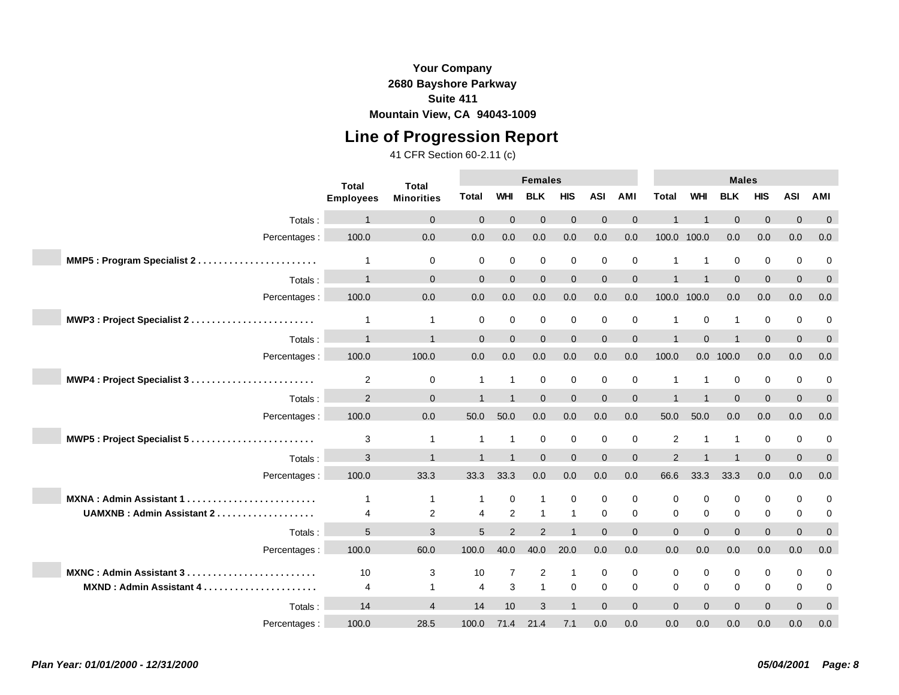**Your Company**
**2680 Bayshore Parkway**
**Suite 411**
**Mountain View, CA 94043-1009**

# Line of Progression Report

41 CFR Section 60-2.11 (c)

| | Total Employees | Total Minorities | Females Total | Females WHI | Females BLK | Females HIS | Females ASI | Females AMI | Males Total | Males WHI | Males BLK | Males HIS | Males ASI | Males AMI |
|---|---|---|---|---|---|---|---|---|---|---|---|---|---|---|
| Totals : | 1 | 0 | 0 | 0 | 0 | 0 | 0 | 0 | 1 | 1 | 0 | 0 | 0 | 0 |
| Percentages : | 100.0 | 0.0 | 0.0 | 0.0 | 0.0 | 0.0 | 0.0 | 0.0 | 100.0 | 100.0 | 0.0 | 0.0 | 0.0 | 0.0 |
| **MMP5 : Program Specialist 2** | 1 | 0 | 0 | 0 | 0 | 0 | 0 | 0 | 1 | 1 | 0 | 0 | 0 | 0 |
| Totals : | 1 | 0 | 0 | 0 | 0 | 0 | 0 | 0 | 1 | 1 | 0 | 0 | 0 | 0 |
| Percentages : | 100.0 | 0.0 | 0.0 | 0.0 | 0.0 | 0.0 | 0.0 | 0.0 | 100.0 | 100.0 | 0.0 | 0.0 | 0.0 | 0.0 |
| **MWP3 : Project Specialist 2** | 1 | 1 | 0 | 0 | 0 | 0 | 0 | 0 | 1 | 0 | 1 | 0 | 0 | 0 |
| Totals : | 1 | 1 | 0 | 0 | 0 | 0 | 0 | 0 | 1 | 0 | 1 | 0 | 0 | 0 |
| Percentages : | 100.0 | 100.0 | 0.0 | 0.0 | 0.0 | 0.0 | 0.0 | 0.0 | 100.0 | 0.0 | 100.0 | 0.0 | 0.0 | 0.0 |
| **MWP4 : Project Specialist 3** | 2 | 0 | 1 | 1 | 0 | 0 | 0 | 0 | 1 | 1 | 0 | 0 | 0 | 0 |
| Totals : | 2 | 0 | 1 | 1 | 0 | 0 | 0 | 0 | 1 | 1 | 0 | 0 | 0 | 0 |
| Percentages : | 100.0 | 0.0 | 50.0 | 50.0 | 0.0 | 0.0 | 0.0 | 0.0 | 50.0 | 50.0 | 0.0 | 0.0 | 0.0 | 0.0 |
| **MWP5 : Project Specialist 5** | 3 | 1 | 1 | 1 | 0 | 0 | 0 | 0 | 2 | 1 | 1 | 0 | 0 | 0 |
| Totals : | 3 | 1 | 1 | 1 | 0 | 0 | 0 | 0 | 2 | 1 | 1 | 0 | 0 | 0 |
| Percentages : | 100.0 | 33.3 | 33.3 | 33.3 | 0.0 | 0.0 | 0.0 | 0.0 | 66.6 | 33.3 | 33.3 | 0.0 | 0.0 | 0.0 |
| **MXNA : Admin Assistant 1** | 1 | 1 | 1 | 0 | 1 | 0 | 0 | 0 | 0 | 0 | 0 | 0 | 0 | 0 |
| **UAMXNB : Admin Assistant 2** | 4 | 2 | 4 | 2 | 1 | 1 | 0 | 0 | 0 | 0 | 0 | 0 | 0 | 0 |
| Totals : | 5 | 3 | 5 | 2 | 2 | 1 | 0 | 0 | 0 | 0 | 0 | 0 | 0 | 0 |
| Percentages : | 100.0 | 60.0 | 100.0 | 40.0 | 40.0 | 20.0 | 0.0 | 0.0 | 0.0 | 0.0 | 0.0 | 0.0 | 0.0 | 0.0 |
| **MXNC : Admin Assistant 3** | 10 | 3 | 10 | 7 | 2 | 1 | 0 | 0 | 0 | 0 | 0 | 0 | 0 | 0 |
| **MXND : Admin Assistant 4** | 4 | 1 | 4 | 3 | 1 | 0 | 0 | 0 | 0 | 0 | 0 | 0 | 0 | 0 |
| Totals : | 14 | 4 | 14 | 10 | 3 | 1 | 0 | 0 | 0 | 0 | 0 | 0 | 0 | 0 |
| Percentages : | 100.0 | 28.5 | 100.0 | 71.4 | 21.4 | 7.1 | 0.0 | 0.0 | 0.0 | 0.0 | 0.0 | 0.0 | 0.0 | 0.0 |

*Plan Year: 01/01/2000 - 12/31/2000* *05/04/2001*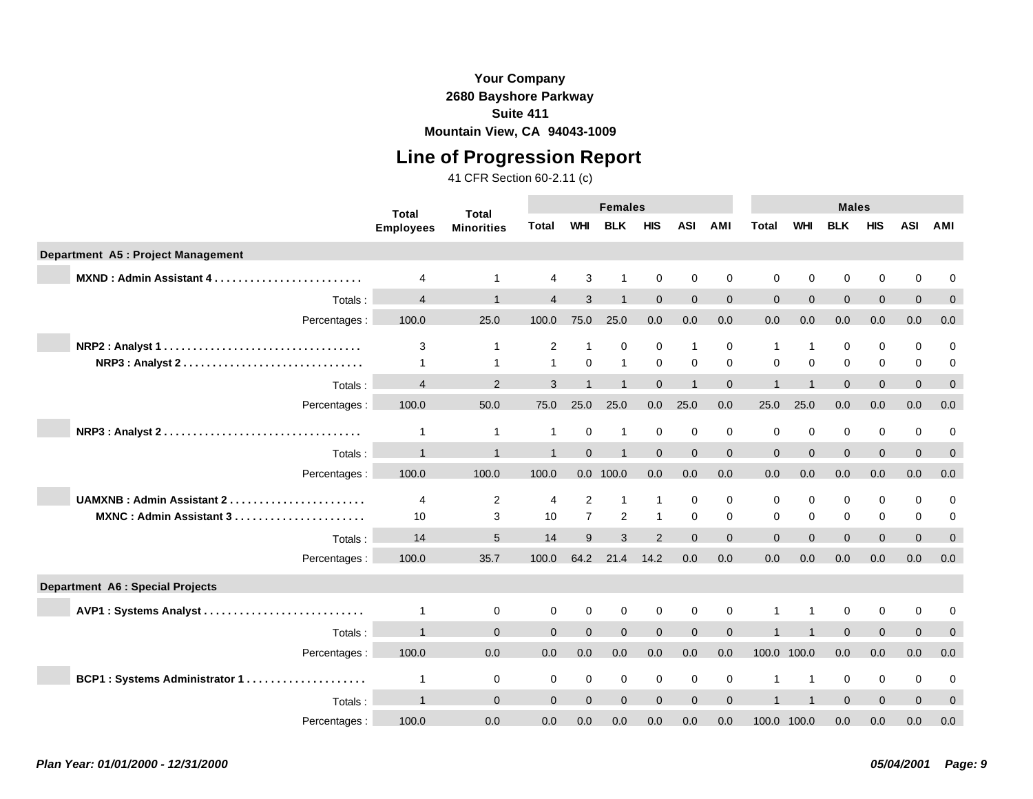**Your Company**
**2680 Bayshore Parkway**
**Suite 411**
**Mountain View, CA 94043-1009**

# Line of Progression Report

41 CFR Section 60-2.11 (c)

| | Total Employees | Total Minorities | Females | | | | | | Males | | | | | |
|---|---|---|---|---|---|---|---|---|---|---|---|---|---|---|
| | | | Total | WHI | BLK | HIS | ASI | AMI | Total | WHI | BLK | HIS | ASI | AMI |
| **Department A5 : Project Management** | | | | | | | | | | | | | | |
| **MXND : Admin Assistant 4** | 4 | 1 | 4 | 3 | 1 | 0 | 0 | 0 | 0 | 0 | 0 | 0 | 0 | 0 |
| Totals : | 4 | 1 | 4 | 3 | 1 | 0 | 0 | 0 | 0 | 0 | 0 | 0 | 0 | 0 |
| Percentages : | 100.0 | 25.0 | 100.0 | 75.0 | 25.0 | 0.0 | 0.0 | 0.0 | 0.0 | 0.0 | 0.0 | 0.0 | 0.0 | 0.0 |
| **NRP2 : Analyst 1** | 3 | 1 | 2 | 1 | 0 | 0 | 1 | 0 | 1 | 1 | 0 | 0 | 0 | 0 |
| **NRP3 : Analyst 2** | 1 | 1 | 1 | 0 | 1 | 0 | 0 | 0 | 0 | 0 | 0 | 0 | 0 | 0 |
| Totals : | 4 | 2 | 3 | 1 | 1 | 0 | 1 | 0 | 1 | 1 | 0 | 0 | 0 | 0 |
| Percentages : | 100.0 | 50.0 | 75.0 | 25.0 | 25.0 | 0.0 | 25.0 | 0.0 | 25.0 | 25.0 | 0.0 | 0.0 | 0.0 | 0.0 |
| **NRP3 : Analyst 2** | 1 | 1 | 1 | 0 | 1 | 0 | 0 | 0 | 0 | 0 | 0 | 0 | 0 | 0 |
| Totals : | 1 | 1 | 1 | 0 | 1 | 0 | 0 | 0 | 0 | 0 | 0 | 0 | 0 | 0 |
| Percentages : | 100.0 | 100.0 | 100.0 | 0.0 | 100.0 | 0.0 | 0.0 | 0.0 | 0.0 | 0.0 | 0.0 | 0.0 | 0.0 | 0.0 |
| **UAMXNB : Admin Assistant 2** | 4 | 2 | 4 | 2 | 1 | 1 | 0 | 0 | 0 | 0 | 0 | 0 | 0 | 0 |
| **MXNC : Admin Assistant 3** | 10 | 3 | 10 | 7 | 2 | 1 | 0 | 0 | 0 | 0 | 0 | 0 | 0 | 0 |
| Totals : | 14 | 5 | 14 | 9 | 3 | 2 | 0 | 0 | 0 | 0 | 0 | 0 | 0 | 0 |
| Percentages : | 100.0 | 35.7 | 100.0 | 64.2 | 21.4 | 14.2 | 0.0 | 0.0 | 0.0 | 0.0 | 0.0 | 0.0 | 0.0 | 0.0 |
| **Department A6 : Special Projects** | | | | | | | | | | | | | | |
| **AVP1 : Systems Analyst** | 1 | 0 | 0 | 0 | 0 | 0 | 0 | 0 | 1 | 1 | 0 | 0 | 0 | 0 |
| Totals : | 1 | 0 | 0 | 0 | 0 | 0 | 0 | 0 | 1 | 1 | 0 | 0 | 0 | 0 |
| Percentages : | 100.0 | 0.0 | 0.0 | 0.0 | 0.0 | 0.0 | 0.0 | 0.0 | 100.0 | 100.0 | 0.0 | 0.0 | 0.0 | 0.0 |
| **BCP1 : Systems Administrator 1** | 1 | 0 | 0 | 0 | 0 | 0 | 0 | 0 | 1 | 1 | 0 | 0 | 0 | 0 |
| Totals : | 1 | 0 | 0 | 0 | 0 | 0 | 0 | 0 | 1 | 1 | 0 | 0 | 0 | 0 |
| Percentages : | 100.0 | 0.0 | 0.0 | 0.0 | 0.0 | 0.0 | 0.0 | 0.0 | 100.0 | 100.0 | 0.0 | 0.0 | 0.0 | 0.0 |

*Plan Year: 01/01/2000 - 12/31/2000* *05/04/2001*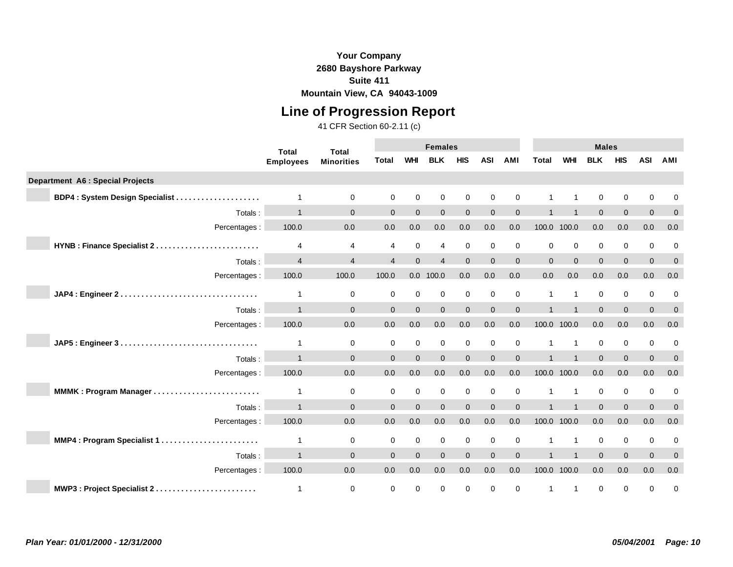**Your Company**
**2680 Bayshore Parkway**
**Suite 411**
**Mountain View, CA  94043-1009**

# Line of Progression Report

41 CFR Section 60-2.11 (c)

| | Total Employees | Total Minorities | Females | | | | | | Males | | | | | |
|---|---|---|---|---|---|---|---|---|---|---|---|---|---|---|
| | | | Total | WHI | BLK | HIS | ASI | AMI | Total | WHI | BLK | HIS | ASI | AMI |
| **Department A6 : Special Projects** | | | | | | | | | | | | | | |
| **BDP4 : System Design Specialist** | 1 | 0 | 0 | 0 | 0 | 0 | 0 | 0 | 1 | 1 | 0 | 0 | 0 | 0 |
| Totals : | 1 | 0 | 0 | 0 | 0 | 0 | 0 | 0 | 1 | 1 | 0 | 0 | 0 | 0 |
| Percentages : | 100.0 | 0.0 | 0.0 | 0.0 | 0.0 | 0.0 | 0.0 | 0.0 | 100.0 | 100.0 | 0.0 | 0.0 | 0.0 | 0.0 |
| **HYNB : Finance Specialist 2** | 4 | 4 | 4 | 0 | 4 | 0 | 0 | 0 | 0 | 0 | 0 | 0 | 0 | 0 |
| Totals : | 4 | 4 | 4 | 0 | 4 | 0 | 0 | 0 | 0 | 0 | 0 | 0 | 0 | 0 |
| Percentages : | 100.0 | 100.0 | 100.0 | 0.0 | 100.0 | 0.0 | 0.0 | 0.0 | 0.0 | 0.0 | 0.0 | 0.0 | 0.0 | 0.0 |
| **JAP4 : Engineer 2** | 1 | 0 | 0 | 0 | 0 | 0 | 0 | 0 | 1 | 1 | 0 | 0 | 0 | 0 |
| Totals : | 1 | 0 | 0 | 0 | 0 | 0 | 0 | 0 | 1 | 1 | 0 | 0 | 0 | 0 |
| Percentages : | 100.0 | 0.0 | 0.0 | 0.0 | 0.0 | 0.0 | 0.0 | 0.0 | 100.0 | 100.0 | 0.0 | 0.0 | 0.0 | 0.0 |
| **JAP5 : Engineer 3** | 1 | 0 | 0 | 0 | 0 | 0 | 0 | 0 | 1 | 1 | 0 | 0 | 0 | 0 |
| Totals : | 1 | 0 | 0 | 0 | 0 | 0 | 0 | 0 | 1 | 1 | 0 | 0 | 0 | 0 |
| Percentages : | 100.0 | 0.0 | 0.0 | 0.0 | 0.0 | 0.0 | 0.0 | 0.0 | 100.0 | 100.0 | 0.0 | 0.0 | 0.0 | 0.0 |
| **MMMK : Program Manager** | 1 | 0 | 0 | 0 | 0 | 0 | 0 | 0 | 1 | 1 | 0 | 0 | 0 | 0 |
| Totals : | 1 | 0 | 0 | 0 | 0 | 0 | 0 | 0 | 1 | 1 | 0 | 0 | 0 | 0 |
| Percentages : | 100.0 | 0.0 | 0.0 | 0.0 | 0.0 | 0.0 | 0.0 | 0.0 | 100.0 | 100.0 | 0.0 | 0.0 | 0.0 | 0.0 |
| **MMP4 : Program Specialist 1** | 1 | 0 | 0 | 0 | 0 | 0 | 0 | 0 | 1 | 1 | 0 | 0 | 0 | 0 |
| Totals : | 1 | 0 | 0 | 0 | 0 | 0 | 0 | 0 | 1 | 1 | 0 | 0 | 0 | 0 |
| Percentages : | 100.0 | 0.0 | 0.0 | 0.0 | 0.0 | 0.0 | 0.0 | 0.0 | 100.0 | 100.0 | 0.0 | 0.0 | 0.0 | 0.0 |
| **MWP3 : Project Specialist 2** | 1 | 0 | 0 | 0 | 0 | 0 | 0 | 0 | 1 | 1 | 0 | 0 | 0 | 0 |

*Plan Year: 01/01/2000 - 12/31/2000*

*05/04/2001*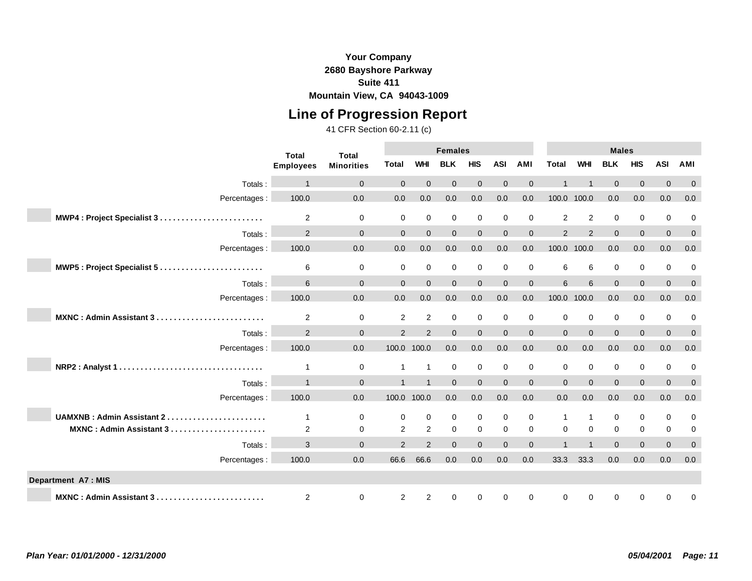**Your Company**
**2680 Bayshore Parkway**
**Suite 411**
**Mountain View, CA 94043-1009**

# Line of Progression Report

41 CFR Section 60-2.11 (c)

| | Total Employees | Total Minorities | Females | | | | | | Males | | | | | |
|---|---|---|---|---|---|---|---|---|---|---|---|---|---|---|
| | | | Total | WHI | BLK | HIS | ASI | AMI | Total | WHI | BLK | HIS | ASI | AMI |
| Totals : | 1 | 0 | 0 | 0 | 0 | 0 | 0 | 0 | 1 | 1 | 0 | 0 | 0 | 0 |
| Percentages : | 100.0 | 0.0 | 0.0 | 0.0 | 0.0 | 0.0 | 0.0 | 0.0 | 100.0 | 100.0 | 0.0 | 0.0 | 0.0 | 0.0 |
| **MWP4 : Project Specialist 3** | 2 | 0 | 0 | 0 | 0 | 0 | 0 | 0 | 2 | 2 | 0 | 0 | 0 | 0 |
| Totals : | 2 | 0 | 0 | 0 | 0 | 0 | 0 | 0 | 2 | 2 | 0 | 0 | 0 | 0 |
| Percentages : | 100.0 | 0.0 | 0.0 | 0.0 | 0.0 | 0.0 | 0.0 | 0.0 | 100.0 | 100.0 | 0.0 | 0.0 | 0.0 | 0.0 |
| **MWP5 : Project Specialist 5** | 6 | 0 | 0 | 0 | 0 | 0 | 0 | 0 | 6 | 6 | 0 | 0 | 0 | 0 |
| Totals : | 6 | 0 | 0 | 0 | 0 | 0 | 0 | 0 | 6 | 6 | 0 | 0 | 0 | 0 |
| Percentages : | 100.0 | 0.0 | 0.0 | 0.0 | 0.0 | 0.0 | 0.0 | 0.0 | 100.0 | 100.0 | 0.0 | 0.0 | 0.0 | 0.0 |
| **MXNC : Admin Assistant 3** | 2 | 0 | 2 | 2 | 0 | 0 | 0 | 0 | 0 | 0 | 0 | 0 | 0 | 0 |
| Totals : | 2 | 0 | 2 | 2 | 0 | 0 | 0 | 0 | 0 | 0 | 0 | 0 | 0 | 0 |
| Percentages : | 100.0 | 0.0 | 100.0 | 100.0 | 0.0 | 0.0 | 0.0 | 0.0 | 0.0 | 0.0 | 0.0 | 0.0 | 0.0 | 0.0 |
| **NRP2 : Analyst 1** | 1 | 0 | 1 | 1 | 0 | 0 | 0 | 0 | 0 | 0 | 0 | 0 | 0 | 0 |
| Totals : | 1 | 0 | 1 | 1 | 0 | 0 | 0 | 0 | 0 | 0 | 0 | 0 | 0 | 0 |
| Percentages : | 100.0 | 0.0 | 100.0 | 100.0 | 0.0 | 0.0 | 0.0 | 0.0 | 0.0 | 0.0 | 0.0 | 0.0 | 0.0 | 0.0 |
| **UAMXNB : Admin Assistant 2** | 1 | 0 | 0 | 0 | 0 | 0 | 0 | 0 | 1 | 1 | 0 | 0 | 0 | 0 |
| **MXNC : Admin Assistant 3** | 2 | 0 | 2 | 2 | 0 | 0 | 0 | 0 | 0 | 0 | 0 | 0 | 0 | 0 |
| Totals : | 3 | 0 | 2 | 2 | 0 | 0 | 0 | 0 | 1 | 1 | 0 | 0 | 0 | 0 |
| Percentages : | 100.0 | 0.0 | 66.6 | 66.6 | 0.0 | 0.0 | 0.0 | 0.0 | 33.3 | 33.3 | 0.0 | 0.0 | 0.0 | 0.0 |
| **Department A7 : MIS** | | | | | | | | | | | | | | |
| **MXNC : Admin Assistant 3** | 2 | 0 | 2 | 2 | 0 | 0 | 0 | 0 | 0 | 0 | 0 | 0 | 0 | 0 |

*Plan Year: 01/01/2000 - 12/31/2000* *05/04/2001*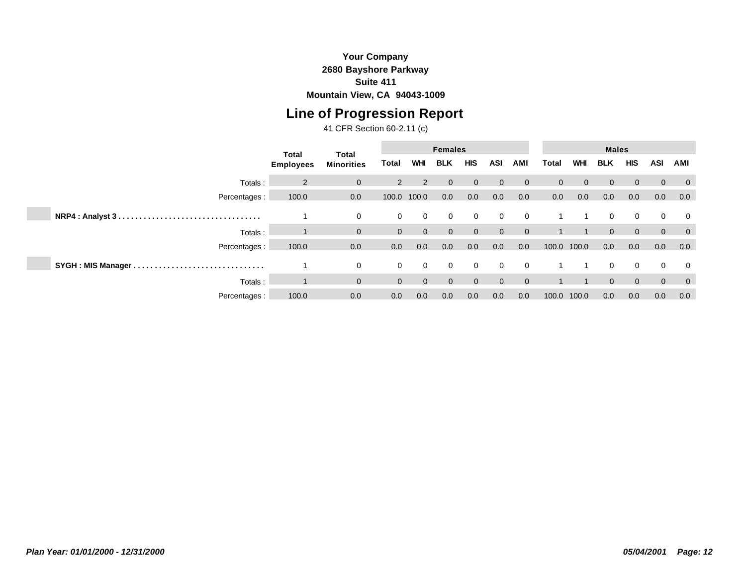**Your Company**
**2680 Bayshore Parkway**
**Suite 411**
**Mountain View, CA 94043-1009**

# Line of Progression Report

41 CFR Section 60-2.11 (c)

| | Total Employees | Total Minorities | Females | | | | | | Males | | | | | |
|---|---|---|---|---|---|---|---|---|---|---|---|---|---|---|
| | | | Total | WHI | BLK | HIS | ASI | AMI | Total | WHI | BLK | HIS | ASI | AMI |
| Totals : | 2 | 0 | 2 | 2 | 0 | 0 | 0 | 0 | 0 | 0 | 0 | 0 | 0 | 0 |
| Percentages : | 100.0 | 0.0 | 100.0 | 100.0 | 0.0 | 0.0 | 0.0 | 0.0 | 0.0 | 0.0 | 0.0 | 0.0 | 0.0 | 0.0 |
| **NRP4 : Analyst 3** | 1 | 0 | 0 | 0 | 0 | 0 | 0 | 0 | 1 | 1 | 0 | 0 | 0 | 0 |
| Totals : | 1 | 0 | 0 | 0 | 0 | 0 | 0 | 0 | 1 | 1 | 0 | 0 | 0 | 0 |
| Percentages : | 100.0 | 0.0 | 0.0 | 0.0 | 0.0 | 0.0 | 0.0 | 0.0 | 100.0 | 100.0 | 0.0 | 0.0 | 0.0 | 0.0 |
| **SYGH : MIS Manager** | 1 | 0 | 0 | 0 | 0 | 0 | 0 | 0 | 1 | 1 | 0 | 0 | 0 | 0 |
| Totals : | 1 | 0 | 0 | 0 | 0 | 0 | 0 | 0 | 1 | 1 | 0 | 0 | 0 | 0 |
| Percentages : | 100.0 | 0.0 | 0.0 | 0.0 | 0.0 | 0.0 | 0.0 | 0.0 | 100.0 | 100.0 | 0.0 | 0.0 | 0.0 | 0.0 |

*Plan Year: 01/01/2000 - 12/31/2000*

*05/04/2001*